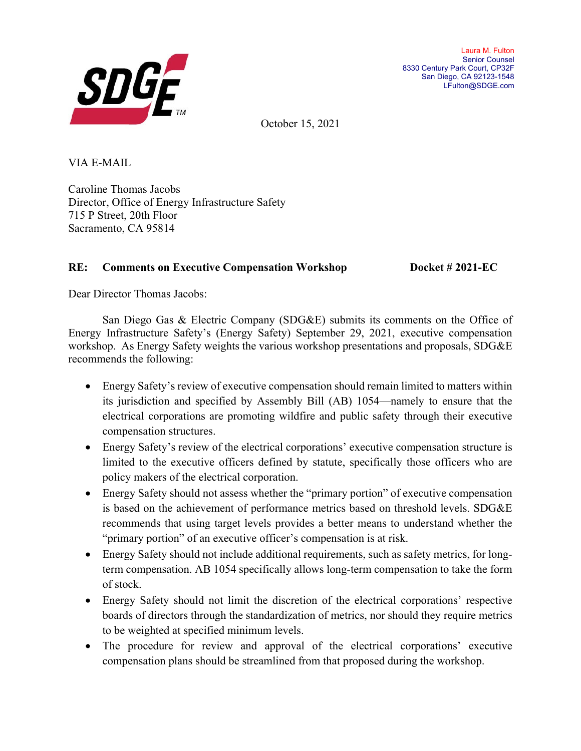Laura M. Fulton
Senior Counsel
8330 Century Park Court, CP32F
San Diego, CA 92123-1548
LFulton@SDGE.com

October 15, 2021

VIA E-MAIL

Caroline Thomas Jacobs
Director, Office of Energy Infrastructure Safety
715 P Street, 20th Floor
Sacramento, CA 95814

**RE: Comments on Executive Compensation Workshop Docket # 2021-EC**

Dear Director Thomas Jacobs:

San Diego Gas & Electric Company (SDG&E) submits its comments on the Office of Energy Infrastructure Safety's (Energy Safety) September 29, 2021, executive compensation workshop. As Energy Safety weights the various workshop presentations and proposals, SDG&E recommends the following:

- Energy Safety's review of executive compensation should remain limited to matters within its jurisdiction and specified by Assembly Bill (AB) 1054—namely to ensure that the electrical corporations are promoting wildfire and public safety through their executive compensation structures.
- Energy Safety's review of the electrical corporations' executive compensation structure is limited to the executive officers defined by statute, specifically those officers who are policy makers of the electrical corporation.
- Energy Safety should not assess whether the "primary portion" of executive compensation is based on the achievement of performance metrics based on threshold levels. SDG&E recommends that using target levels provides a better means to understand whether the "primary portion" of an executive officer's compensation is at risk.
- Energy Safety should not include additional requirements, such as safety metrics, for long-term compensation. AB 1054 specifically allows long-term compensation to take the form of stock.
- Energy Safety should not limit the discretion of the electrical corporations' respective boards of directors through the standardization of metrics, nor should they require metrics to be weighted at specified minimum levels.
- The procedure for review and approval of the electrical corporations' executive compensation plans should be streamlined from that proposed during the workshop.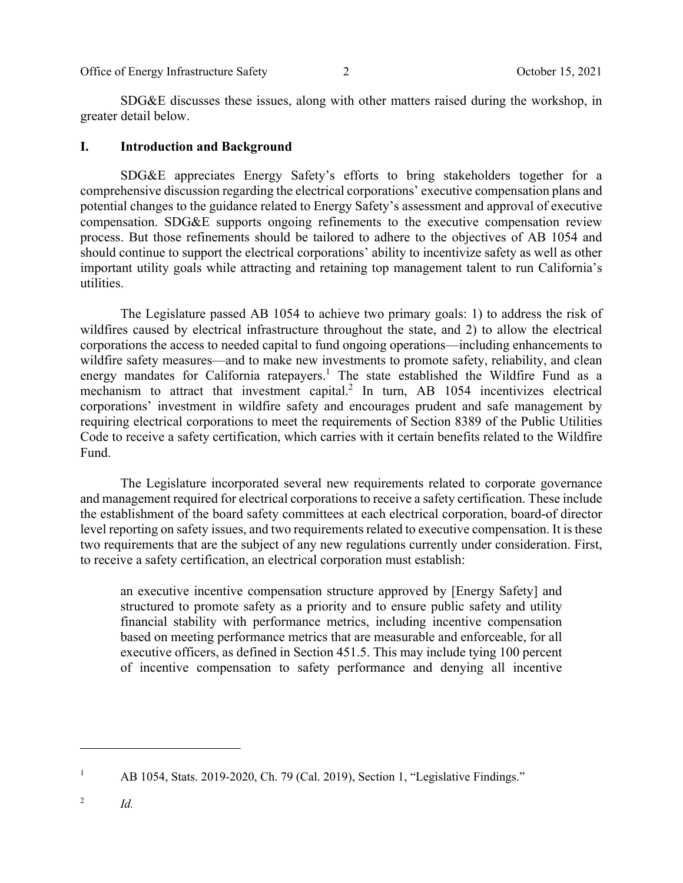SDG&E discusses these issues, along with other matters raised during the workshop, in greater detail below.

## I. Introduction and Background

SDG&E appreciates Energy Safety's efforts to bring stakeholders together for a comprehensive discussion regarding the electrical corporations' executive compensation plans and potential changes to the guidance related to Energy Safety's assessment and approval of executive compensation. SDG&E supports ongoing refinements to the executive compensation review process. But those refinements should be tailored to adhere to the objectives of AB 1054 and should continue to support the electrical corporations' ability to incentivize safety as well as other important utility goals while attracting and retaining top management talent to run California's utilities.

The Legislature passed AB 1054 to achieve two primary goals: 1) to address the risk of wildfires caused by electrical infrastructure throughout the state, and 2) to allow the electrical corporations the access to needed capital to fund ongoing operations—including enhancements to wildfire safety measures—and to make new investments to promote safety, reliability, and clean energy mandates for California ratepayers.[1] The state established the Wildfire Fund as a mechanism to attract that investment capital.[2] In turn, AB 1054 incentivizes electrical corporations' investment in wildfire safety and encourages prudent and safe management by requiring electrical corporations to meet the requirements of Section 8389 of the Public Utilities Code to receive a safety certification, which carries with it certain benefits related to the Wildfire Fund.

The Legislature incorporated several new requirements related to corporate governance and management required for electrical corporations to receive a safety certification. These include the establishment of the board safety committees at each electrical corporation, board-of director level reporting on safety issues, and two requirements related to executive compensation. It is these two requirements that are the subject of any new regulations currently under consideration. First, to receive a safety certification, an electrical corporation must establish:

> an executive incentive compensation structure approved by [Energy Safety] and structured to promote safety as a priority and to ensure public safety and utility financial stability with performance metrics, including incentive compensation based on meeting performance metrics that are measurable and enforceable, for all executive officers, as defined in Section 451.5. This may include tying 100 percent of incentive compensation to safety performance and denying all incentive

---

[1] AB 1054, Stats. 2019-2020, Ch. 79 (Cal. 2019), Section 1, "Legislative Findings."

[2] *Id.*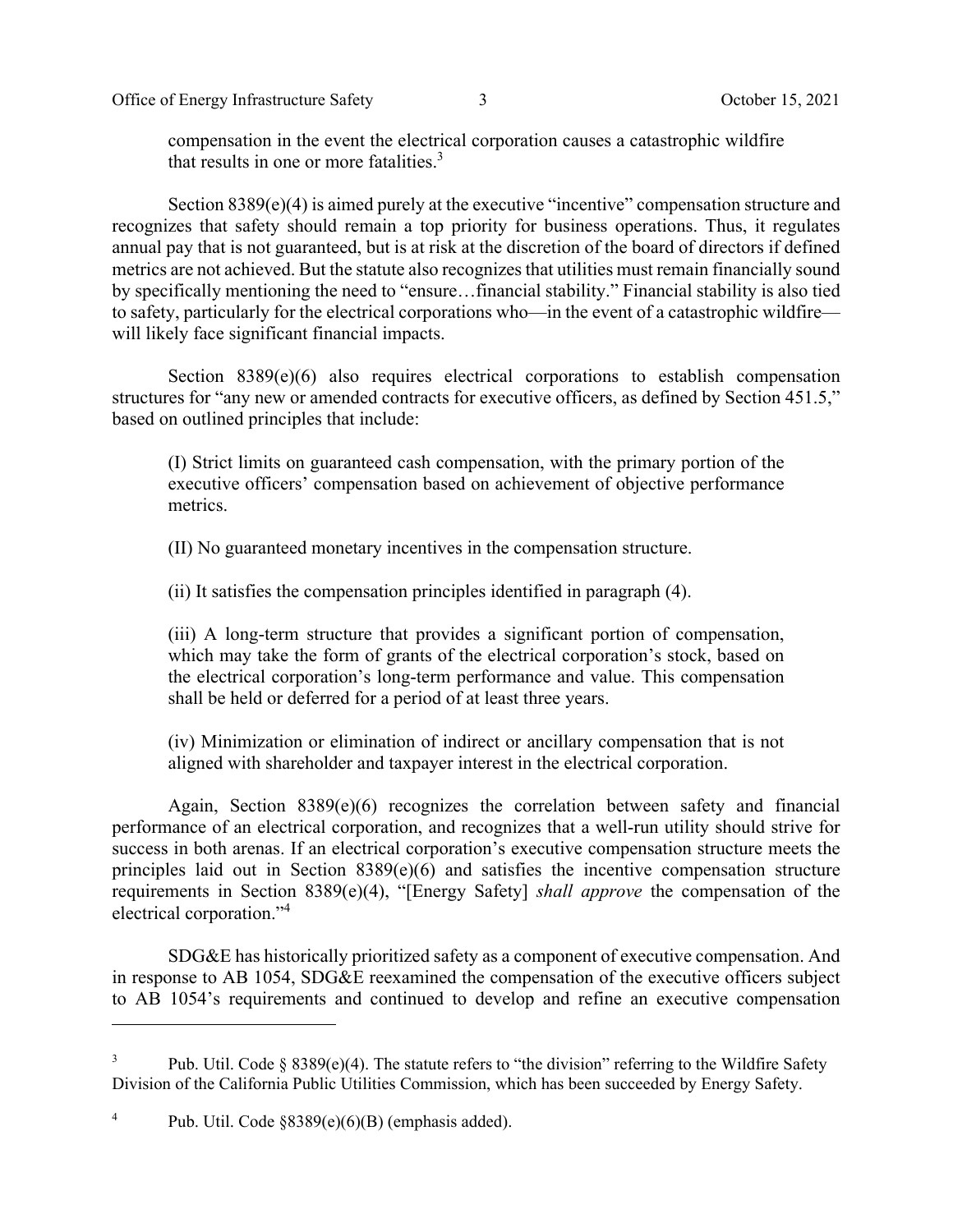> compensation in the event the electrical corporation causes a catastrophic wildfire that results in one or more fatalities.[3]

Section 8389(e)(4) is aimed purely at the executive "incentive" compensation structure and recognizes that safety should remain a top priority for business operations. Thus, it regulates annual pay that is not guaranteed, but is at risk at the discretion of the board of directors if defined metrics are not achieved. But the statute also recognizes that utilities must remain financially sound by specifically mentioning the need to "ensure…financial stability." Financial stability is also tied to safety, particularly for the electrical corporations who—in the event of a catastrophic wildfire—will likely face significant financial impacts.

Section 8389(e)(6) also requires electrical corporations to establish compensation structures for "any new or amended contracts for executive officers, as defined by Section 451.5," based on outlined principles that include:

> (I) Strict limits on guaranteed cash compensation, with the primary portion of the executive officers' compensation based on achievement of objective performance metrics.
>
> (II) No guaranteed monetary incentives in the compensation structure.
>
> (ii) It satisfies the compensation principles identified in paragraph (4).
>
> (iii) A long-term structure that provides a significant portion of compensation, which may take the form of grants of the electrical corporation's stock, based on the electrical corporation's long-term performance and value. This compensation shall be held or deferred for a period of at least three years.
>
> (iv) Minimization or elimination of indirect or ancillary compensation that is not aligned with shareholder and taxpayer interest in the electrical corporation.

Again, Section 8389(e)(6) recognizes the correlation between safety and financial performance of an electrical corporation, and recognizes that a well-run utility should strive for success in both arenas. If an electrical corporation's executive compensation structure meets the principles laid out in Section 8389(e)(6) and satisfies the incentive compensation structure requirements in Section 8389(e)(4), "[Energy Safety] *shall approve* the compensation of the electrical corporation."[4]

SDG&E has historically prioritized safety as a component of executive compensation. And in response to AB 1054, SDG&E reexamined the compensation of the executive officers subject to AB 1054's requirements and continued to develop and refine an executive compensation

---

[3] Pub. Util. Code § 8389(e)(4). The statute refers to "the division" referring to the Wildfire Safety Division of the California Public Utilities Commission, which has been succeeded by Energy Safety.

[4] Pub. Util. Code §8389(e)(6)(B) (emphasis added).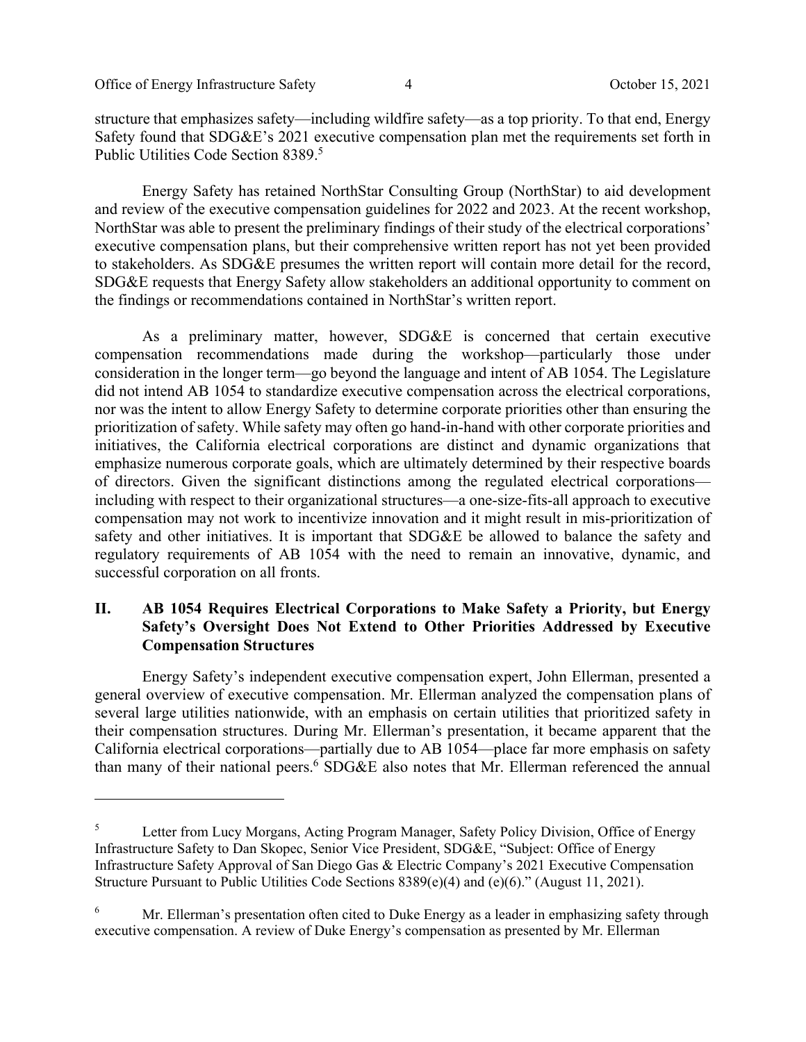structure that emphasizes safety—including wildfire safety—as a top priority. To that end, Energy Safety found that SDG&E's 2021 executive compensation plan met the requirements set forth in Public Utilities Code Section 8389.[5]

Energy Safety has retained NorthStar Consulting Group (NorthStar) to aid development and review of the executive compensation guidelines for 2022 and 2023. At the recent workshop, NorthStar was able to present the preliminary findings of their study of the electrical corporations' executive compensation plans, but their comprehensive written report has not yet been provided to stakeholders. As SDG&E presumes the written report will contain more detail for the record, SDG&E requests that Energy Safety allow stakeholders an additional opportunity to comment on the findings or recommendations contained in NorthStar's written report.

As a preliminary matter, however, SDG&E is concerned that certain executive compensation recommendations made during the workshop—particularly those under consideration in the longer term—go beyond the language and intent of AB 1054. The Legislature did not intend AB 1054 to standardize executive compensation across the electrical corporations, nor was the intent to allow Energy Safety to determine corporate priorities other than ensuring the prioritization of safety. While safety may often go hand-in-hand with other corporate priorities and initiatives, the California electrical corporations are distinct and dynamic organizations that emphasize numerous corporate goals, which are ultimately determined by their respective boards of directors. Given the significant distinctions among the regulated electrical corporations—including with respect to their organizational structures—a one-size-fits-all approach to executive compensation may not work to incentivize innovation and it might result in mis-prioritization of safety and other initiatives. It is important that SDG&E be allowed to balance the safety and regulatory requirements of AB 1054 with the need to remain an innovative, dynamic, and successful corporation on all fronts.

## II. AB 1054 Requires Electrical Corporations to Make Safety a Priority, but Energy Safety's Oversight Does Not Extend to Other Priorities Addressed by Executive Compensation Structures

Energy Safety's independent executive compensation expert, John Ellerman, presented a general overview of executive compensation. Mr. Ellerman analyzed the compensation plans of several large utilities nationwide, with an emphasis on certain utilities that prioritized safety in their compensation structures. During Mr. Ellerman's presentation, it became apparent that the California electrical corporations—partially due to AB 1054—place far more emphasis on safety than many of their national peers.[6] SDG&E also notes that Mr. Ellerman referenced the annual

---

[5] Letter from Lucy Morgans, Acting Program Manager, Safety Policy Division, Office of Energy Infrastructure Safety to Dan Skopec, Senior Vice President, SDG&E, "Subject: Office of Energy Infrastructure Safety Approval of San Diego Gas & Electric Company's 2021 Executive Compensation Structure Pursuant to Public Utilities Code Sections 8389(e)(4) and (e)(6)." (August 11, 2021).

[6] Mr. Ellerman's presentation often cited to Duke Energy as a leader in emphasizing safety through executive compensation. A review of Duke Energy's compensation as presented by Mr. Ellerman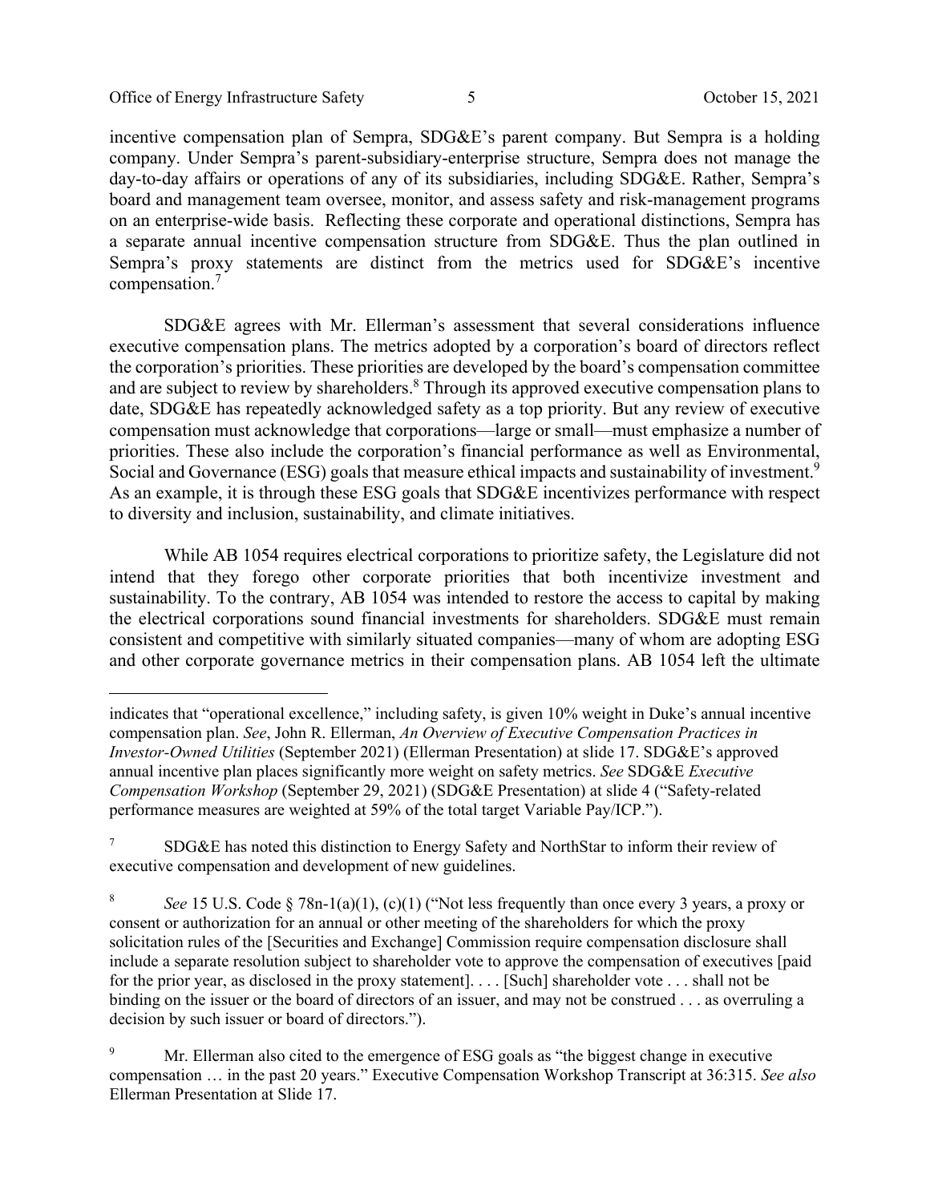incentive compensation plan of Sempra, SDG&E's parent company. But Sempra is a holding company. Under Sempra's parent-subsidiary-enterprise structure, Sempra does not manage the day-to-day affairs or operations of any of its subsidiaries, including SDG&E. Rather, Sempra's board and management team oversee, monitor, and assess safety and risk-management programs on an enterprise-wide basis. Reflecting these corporate and operational distinctions, Sempra has a separate annual incentive compensation structure from SDG&E. Thus the plan outlined in Sempra's proxy statements are distinct from the metrics used for SDG&E's incentive compensation.[7]

SDG&E agrees with Mr. Ellerman's assessment that several considerations influence executive compensation plans. The metrics adopted by a corporation's board of directors reflect the corporation's priorities. These priorities are developed by the board's compensation committee and are subject to review by shareholders.[8] Through its approved executive compensation plans to date, SDG&E has repeatedly acknowledged safety as a top priority. But any review of executive compensation must acknowledge that corporations—large or small—must emphasize a number of priorities. These also include the corporation's financial performance as well as Environmental, Social and Governance (ESG) goals that measure ethical impacts and sustainability of investment.[9] As an example, it is through these ESG goals that SDG&E incentivizes performance with respect to diversity and inclusion, sustainability, and climate initiatives.

While AB 1054 requires electrical corporations to prioritize safety, the Legislature did not intend that they forego other corporate priorities that both incentivize investment and sustainability. To the contrary, AB 1054 was intended to restore the access to capital by making the electrical corporations sound financial investments for shareholders. SDG&E must remain consistent and competitive with similarly situated companies—many of whom are adopting ESG and other corporate governance metrics in their compensation plans. AB 1054 left the ultimate

---

indicates that "operational excellence," including safety, is given 10% weight in Duke's annual incentive compensation plan. *See*, John R. Ellerman, *An Overview of Executive Compensation Practices in Investor-Owned Utilities* (September 2021) (Ellerman Presentation) at slide 17. SDG&E's approved annual incentive plan places significantly more weight on safety metrics. *See* SDG&E *Executive Compensation Workshop* (September 29, 2021) (SDG&E Presentation) at slide 4 ("Safety-related performance measures are weighted at 59% of the total target Variable Pay/ICP.").

[7] SDG&E has noted this distinction to Energy Safety and NorthStar to inform their review of executive compensation and development of new guidelines.

[8] *See* 15 U.S. Code § 78n-1(a)(1), (c)(1) ("Not less frequently than once every 3 years, a proxy or consent or authorization for an annual or other meeting of the shareholders for which the proxy solicitation rules of the [Securities and Exchange] Commission require compensation disclosure shall include a separate resolution subject to shareholder vote to approve the compensation of executives [paid for the prior year, as disclosed in the proxy statement]. . . . [Such] shareholder vote . . . shall not be binding on the issuer or the board of directors of an issuer, and may not be construed . . . as overruling a decision by such issuer or board of directors.").

[9] Mr. Ellerman also cited to the emergence of ESG goals as "the biggest change in executive compensation … in the past 20 years." Executive Compensation Workshop Transcript at 36:315. *See also* Ellerman Presentation at Slide 17.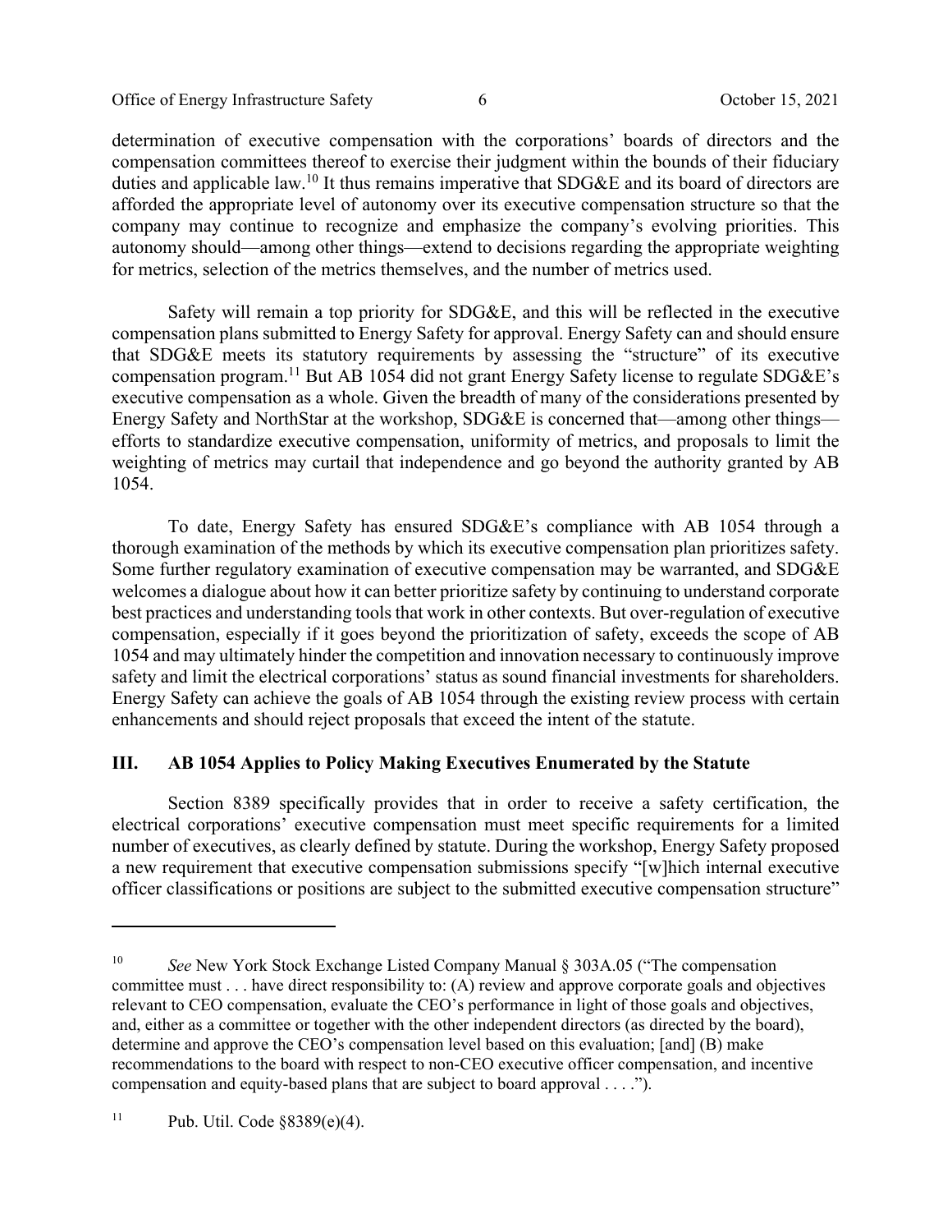determination of executive compensation with the corporations' boards of directors and the compensation committees thereof to exercise their judgment within the bounds of their fiduciary duties and applicable law.[10] It thus remains imperative that SDG&E and its board of directors are afforded the appropriate level of autonomy over its executive compensation structure so that the company may continue to recognize and emphasize the company's evolving priorities. This autonomy should—among other things—extend to decisions regarding the appropriate weighting for metrics, selection of the metrics themselves, and the number of metrics used.

Safety will remain a top priority for SDG&E, and this will be reflected in the executive compensation plans submitted to Energy Safety for approval. Energy Safety can and should ensure that SDG&E meets its statutory requirements by assessing the "structure" of its executive compensation program.[11] But AB 1054 did not grant Energy Safety license to regulate SDG&E's executive compensation as a whole. Given the breadth of many of the considerations presented by Energy Safety and NorthStar at the workshop, SDG&E is concerned that—among other things—efforts to standardize executive compensation, uniformity of metrics, and proposals to limit the weighting of metrics may curtail that independence and go beyond the authority granted by AB 1054.

To date, Energy Safety has ensured SDG&E's compliance with AB 1054 through a thorough examination of the methods by which its executive compensation plan prioritizes safety. Some further regulatory examination of executive compensation may be warranted, and SDG&E welcomes a dialogue about how it can better prioritize safety by continuing to understand corporate best practices and understanding tools that work in other contexts. But over-regulation of executive compensation, especially if it goes beyond the prioritization of safety, exceeds the scope of AB 1054 and may ultimately hinder the competition and innovation necessary to continuously improve safety and limit the electrical corporations' status as sound financial investments for shareholders. Energy Safety can achieve the goals of AB 1054 through the existing review process with certain enhancements and should reject proposals that exceed the intent of the statute.

## III. AB 1054 Applies to Policy Making Executives Enumerated by the Statute

Section 8389 specifically provides that in order to receive a safety certification, the electrical corporations' executive compensation must meet specific requirements for a limited number of executives, as clearly defined by statute. During the workshop, Energy Safety proposed a new requirement that executive compensation submissions specify "[w]hich internal executive officer classifications or positions are subject to the submitted executive compensation structure"

---

[10] *See* New York Stock Exchange Listed Company Manual § 303A.05 ("The compensation committee must . . . have direct responsibility to: (A) review and approve corporate goals and objectives relevant to CEO compensation, evaluate the CEO's performance in light of those goals and objectives, and, either as a committee or together with the other independent directors (as directed by the board), determine and approve the CEO's compensation level based on this evaluation; [and] (B) make recommendations to the board with respect to non-CEO executive officer compensation, and incentive compensation and equity-based plans that are subject to board approval . . . .").

[11] Pub. Util. Code §8389(e)(4).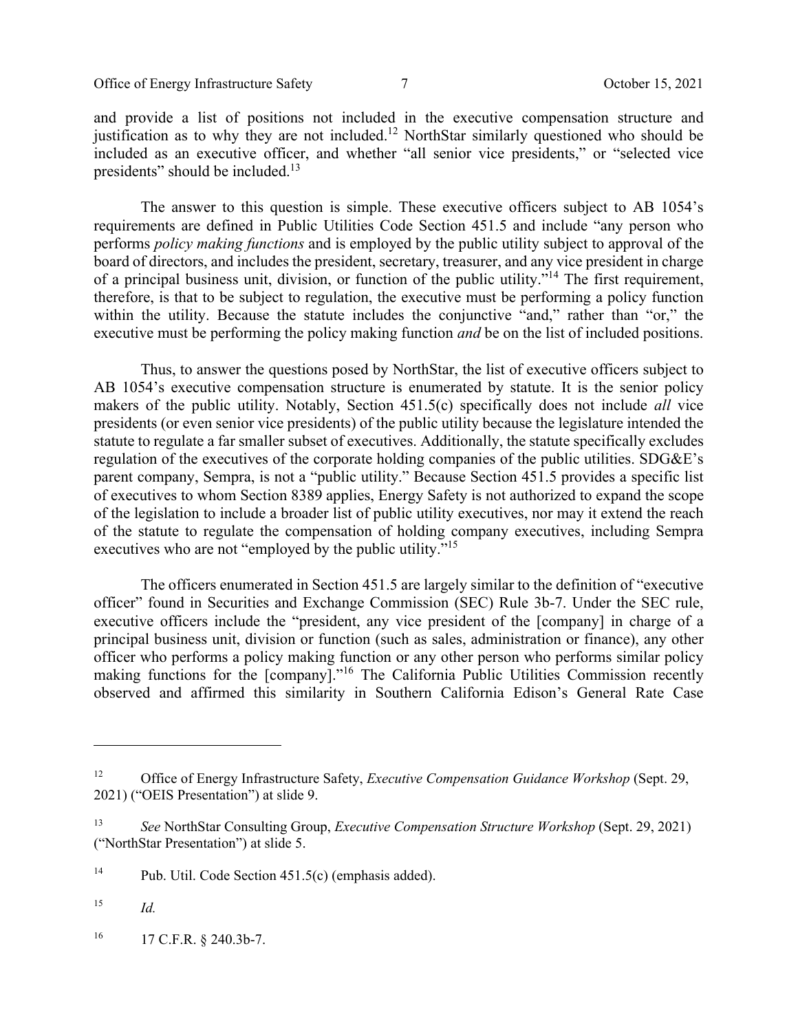and provide a list of positions not included in the executive compensation structure and justification as to why they are not included.[12] NorthStar similarly questioned who should be included as an executive officer, and whether "all senior vice presidents," or "selected vice presidents" should be included.[13]

The answer to this question is simple. These executive officers subject to AB 1054's requirements are defined in Public Utilities Code Section 451.5 and include "any person who performs *policy making functions* and is employed by the public utility subject to approval of the board of directors, and includes the president, secretary, treasurer, and any vice president in charge of a principal business unit, division, or function of the public utility."[14] The first requirement, therefore, is that to be subject to regulation, the executive must be performing a policy function within the utility. Because the statute includes the conjunctive "and," rather than "or," the executive must be performing the policy making function *and* be on the list of included positions.

Thus, to answer the questions posed by NorthStar, the list of executive officers subject to AB 1054's executive compensation structure is enumerated by statute. It is the senior policy makers of the public utility. Notably, Section 451.5(c) specifically does not include *all* vice presidents (or even senior vice presidents) of the public utility because the legislature intended the statute to regulate a far smaller subset of executives. Additionally, the statute specifically excludes regulation of the executives of the corporate holding companies of the public utilities. SDG&E's parent company, Sempra, is not a "public utility." Because Section 451.5 provides a specific list of executives to whom Section 8389 applies, Energy Safety is not authorized to expand the scope of the legislation to include a broader list of public utility executives, nor may it extend the reach of the statute to regulate the compensation of holding company executives, including Sempra executives who are not "employed by the public utility."[15]

The officers enumerated in Section 451.5 are largely similar to the definition of "executive officer" found in Securities and Exchange Commission (SEC) Rule 3b-7. Under the SEC rule, executive officers include the "president, any vice president of the [company] in charge of a principal business unit, division or function (such as sales, administration or finance), any other officer who performs a policy making function or any other person who performs similar policy making functions for the [company]."[16] The California Public Utilities Commission recently observed and affirmed this similarity in Southern California Edison's General Rate Case

---

[12] Office of Energy Infrastructure Safety, *Executive Compensation Guidance Workshop* (Sept. 29, 2021) ("OEIS Presentation") at slide 9.

[13] *See* NorthStar Consulting Group, *Executive Compensation Structure Workshop* (Sept. 29, 2021) ("NorthStar Presentation") at slide 5.

[14] Pub. Util. Code Section 451.5(c) (emphasis added).

[15] *Id.*

[16] 17 C.F.R. § 240.3b-7.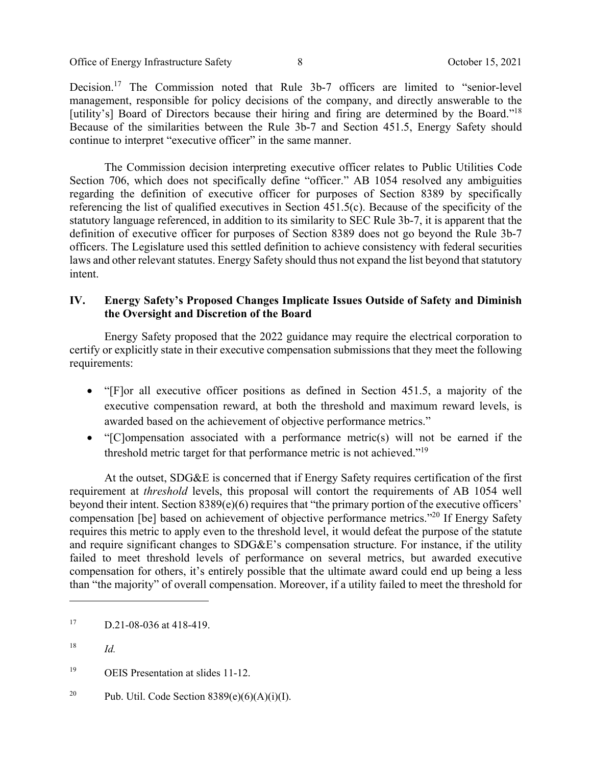Decision.[17] The Commission noted that Rule 3b-7 officers are limited to "senior-level management, responsible for policy decisions of the company, and directly answerable to the [utility's] Board of Directors because their hiring and firing are determined by the Board."[18] Because of the similarities between the Rule 3b-7 and Section 451.5, Energy Safety should continue to interpret "executive officer" in the same manner.

The Commission decision interpreting executive officer relates to Public Utilities Code Section 706, which does not specifically define "officer." AB 1054 resolved any ambiguities regarding the definition of executive officer for purposes of Section 8389 by specifically referencing the list of qualified executives in Section 451.5(c). Because of the specificity of the statutory language referenced, in addition to its similarity to SEC Rule 3b-7, it is apparent that the definition of executive officer for purposes of Section 8389 does not go beyond the Rule 3b-7 officers. The Legislature used this settled definition to achieve consistency with federal securities laws and other relevant statutes. Energy Safety should thus not expand the list beyond that statutory intent.

## IV. Energy Safety's Proposed Changes Implicate Issues Outside of Safety and Diminish the Oversight and Discretion of the Board

Energy Safety proposed that the 2022 guidance may require the electrical corporation to certify or explicitly state in their executive compensation submissions that they meet the following requirements:

- "[F]or all executive officer positions as defined in Section 451.5, a majority of the executive compensation reward, at both the threshold and maximum reward levels, is awarded based on the achievement of objective performance metrics."
- "[C]ompensation associated with a performance metric(s) will not be earned if the threshold metric target for that performance metric is not achieved."[19]

At the outset, SDG&E is concerned that if Energy Safety requires certification of the first requirement at *threshold* levels, this proposal will contort the requirements of AB 1054 well beyond their intent. Section 8389(e)(6) requires that "the primary portion of the executive officers' compensation [be] based on achievement of objective performance metrics."[20] If Energy Safety requires this metric to apply even to the threshold level, it would defeat the purpose of the statute and require significant changes to SDG&E's compensation structure. For instance, if the utility failed to meet threshold levels of performance on several metrics, but awarded executive compensation for others, it's entirely possible that the ultimate award could end up being a less than "the majority" of overall compensation. Moreover, if a utility failed to meet the threshold for

---

[17] D.21-08-036 at 418-419.

[18] *Id.*

[19] OEIS Presentation at slides 11-12.

[20] Pub. Util. Code Section 8389(e)(6)(A)(i)(I).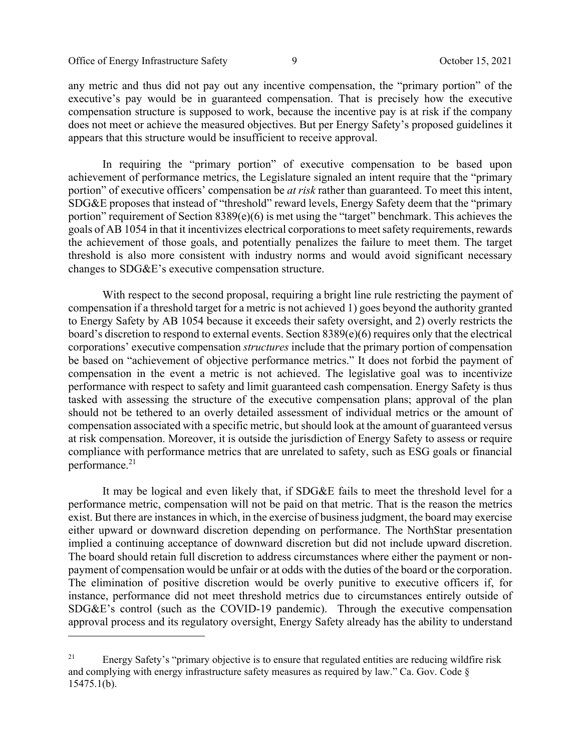any metric and thus did not pay out any incentive compensation, the "primary portion" of the executive's pay would be in guaranteed compensation. That is precisely how the executive compensation structure is supposed to work, because the incentive pay is at risk if the company does not meet or achieve the measured objectives. But per Energy Safety's proposed guidelines it appears that this structure would be insufficient to receive approval.

In requiring the "primary portion" of executive compensation to be based upon achievement of performance metrics, the Legislature signaled an intent require that the "primary portion" of executive officers' compensation be *at risk* rather than guaranteed. To meet this intent, SDG&E proposes that instead of "threshold" reward levels, Energy Safety deem that the "primary portion" requirement of Section 8389(e)(6) is met using the "target" benchmark. This achieves the goals of AB 1054 in that it incentivizes electrical corporations to meet safety requirements, rewards the achievement of those goals, and potentially penalizes the failure to meet them. The target threshold is also more consistent with industry norms and would avoid significant necessary changes to SDG&E's executive compensation structure.

With respect to the second proposal, requiring a bright line rule restricting the payment of compensation if a threshold target for a metric is not achieved 1) goes beyond the authority granted to Energy Safety by AB 1054 because it exceeds their safety oversight, and 2) overly restricts the board's discretion to respond to external events. Section 8389(e)(6) requires only that the electrical corporations' executive compensation *structures* include that the primary portion of compensation be based on "achievement of objective performance metrics." It does not forbid the payment of compensation in the event a metric is not achieved. The legislative goal was to incentivize performance with respect to safety and limit guaranteed cash compensation. Energy Safety is thus tasked with assessing the structure of the executive compensation plans; approval of the plan should not be tethered to an overly detailed assessment of individual metrics or the amount of compensation associated with a specific metric, but should look at the amount of guaranteed versus at risk compensation. Moreover, it is outside the jurisdiction of Energy Safety to assess or require compliance with performance metrics that are unrelated to safety, such as ESG goals or financial performance.[21]

It may be logical and even likely that, if SDG&E fails to meet the threshold level for a performance metric, compensation will not be paid on that metric. That is the reason the metrics exist. But there are instances in which, in the exercise of business judgment, the board may exercise either upward or downward discretion depending on performance. The NorthStar presentation implied a continuing acceptance of downward discretion but did not include upward discretion. The board should retain full discretion to address circumstances where either the payment or non-payment of compensation would be unfair or at odds with the duties of the board or the corporation. The elimination of positive discretion would be overly punitive to executive officers if, for instance, performance did not meet threshold metrics due to circumstances entirely outside of SDG&E's control (such as the COVID-19 pandemic). Through the executive compensation approval process and its regulatory oversight, Energy Safety already has the ability to understand

---

[21] Energy Safety's "primary objective is to ensure that regulated entities are reducing wildfire risk and complying with energy infrastructure safety measures as required by law." Ca. Gov. Code § 15475.1(b).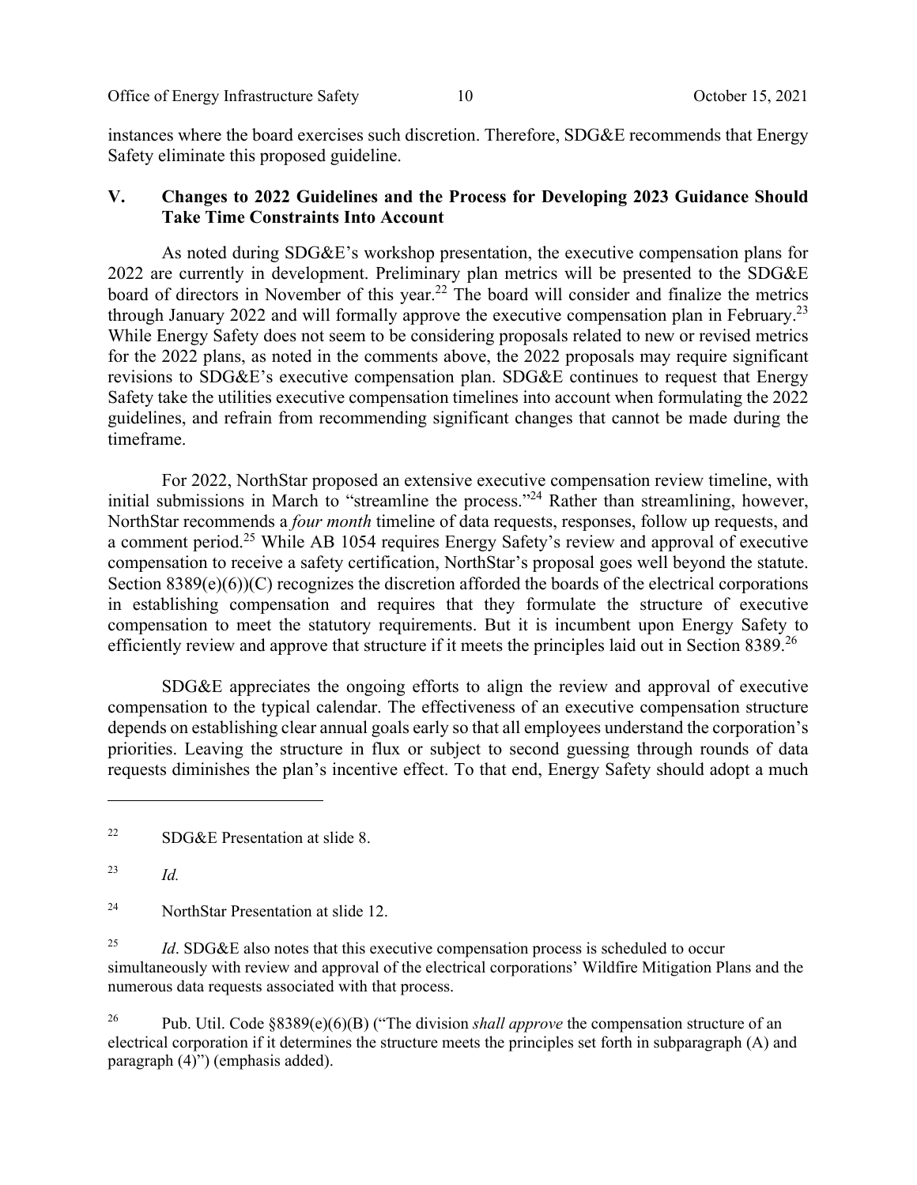instances where the board exercises such discretion. Therefore, SDG&E recommends that Energy Safety eliminate this proposed guideline.

## V. Changes to 2022 Guidelines and the Process for Developing 2023 Guidance Should Take Time Constraints Into Account

As noted during SDG&E's workshop presentation, the executive compensation plans for 2022 are currently in development. Preliminary plan metrics will be presented to the SDG&E board of directors in November of this year.[22] The board will consider and finalize the metrics through January 2022 and will formally approve the executive compensation plan in February.[23] While Energy Safety does not seem to be considering proposals related to new or revised metrics for the 2022 plans, as noted in the comments above, the 2022 proposals may require significant revisions to SDG&E's executive compensation plan. SDG&E continues to request that Energy Safety take the utilities executive compensation timelines into account when formulating the 2022 guidelines, and refrain from recommending significant changes that cannot be made during the timeframe.

For 2022, NorthStar proposed an extensive executive compensation review timeline, with initial submissions in March to "streamline the process."[24] Rather than streamlining, however, NorthStar recommends a *four month* timeline of data requests, responses, follow up requests, and a comment period.[25] While AB 1054 requires Energy Safety's review and approval of executive compensation to receive a safety certification, NorthStar's proposal goes well beyond the statute. Section 8389(e)(6))(C) recognizes the discretion afforded the boards of the electrical corporations in establishing compensation and requires that they formulate the structure of executive compensation to meet the statutory requirements. But it is incumbent upon Energy Safety to efficiently review and approve that structure if it meets the principles laid out in Section 8389.[26]

SDG&E appreciates the ongoing efforts to align the review and approval of executive compensation to the typical calendar. The effectiveness of an executive compensation structure depends on establishing clear annual goals early so that all employees understand the corporation's priorities. Leaving the structure in flux or subject to second guessing through rounds of data requests diminishes the plan's incentive effect. To that end, Energy Safety should adopt a much

---

[22] SDG&E Presentation at slide 8.

[23] *Id.*

[24] NorthStar Presentation at slide 12.

[25] *Id*. SDG&E also notes that this executive compensation process is scheduled to occur simultaneously with review and approval of the electrical corporations' Wildfire Mitigation Plans and the numerous data requests associated with that process.

[26] Pub. Util. Code §8389(e)(6)(B) ("The division *shall approve* the compensation structure of an electrical corporation if it determines the structure meets the principles set forth in subparagraph (A) and paragraph (4)") (emphasis added).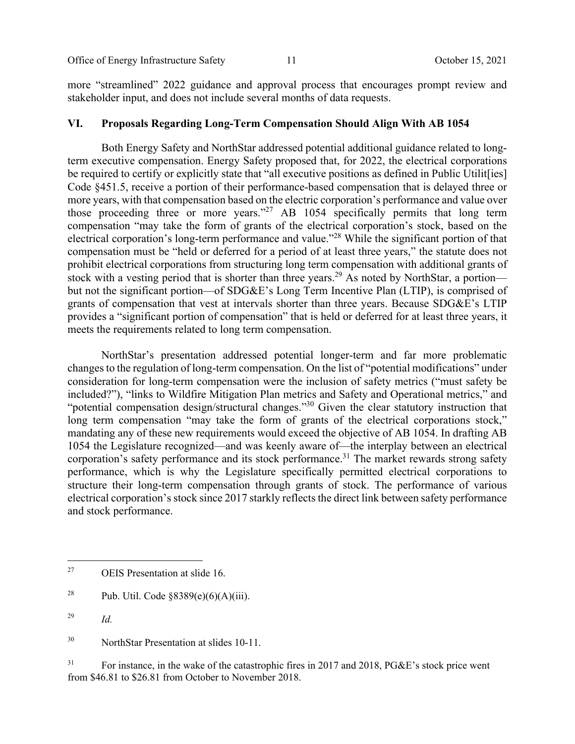more "streamlined" 2022 guidance and approval process that encourages prompt review and stakeholder input, and does not include several months of data requests.

## VI. Proposals Regarding Long-Term Compensation Should Align With AB 1054

Both Energy Safety and NorthStar addressed potential additional guidance related to long-term executive compensation. Energy Safety proposed that, for 2022, the electrical corporations be required to certify or explicitly state that "all executive positions as defined in Public Utilit[ies] Code §451.5, receive a portion of their performance-based compensation that is delayed three or more years, with that compensation based on the electric corporation's performance and value over those proceeding three or more years."[27] AB 1054 specifically permits that long term compensation "may take the form of grants of the electrical corporation's stock, based on the electrical corporation's long-term performance and value."[28] While the significant portion of that compensation must be "held or deferred for a period of at least three years," the statute does not prohibit electrical corporations from structuring long term compensation with additional grants of stock with a vesting period that is shorter than three years.[29] As noted by NorthStar, a portion—but not the significant portion—of SDG&E's Long Term Incentive Plan (LTIP), is comprised of grants of compensation that vest at intervals shorter than three years. Because SDG&E's LTIP provides a "significant portion of compensation" that is held or deferred for at least three years, it meets the requirements related to long term compensation.

NorthStar's presentation addressed potential longer-term and far more problematic changes to the regulation of long-term compensation. On the list of "potential modifications" under consideration for long-term compensation were the inclusion of safety metrics ("must safety be included?"), "links to Wildfire Mitigation Plan metrics and Safety and Operational metrics," and "potential compensation design/structural changes."[30] Given the clear statutory instruction that long term compensation "may take the form of grants of the electrical corporations stock," mandating any of these new requirements would exceed the objective of AB 1054. In drafting AB 1054 the Legislature recognized—and was keenly aware of—the interplay between an electrical corporation's safety performance and its stock performance.[31] The market rewards strong safety performance, which is why the Legislature specifically permitted electrical corporations to structure their long-term compensation through grants of stock. The performance of various electrical corporation's stock since 2017 starkly reflects the direct link between safety performance and stock performance.

---

[27] OEIS Presentation at slide 16.

[28] Pub. Util. Code §8389(e)(6)(A)(iii).

[29] *Id.*

[30] NorthStar Presentation at slides 10-11.

[31] For instance, in the wake of the catastrophic fires in 2017 and 2018, PG&E's stock price went from $46.81 to $26.81 from October to November 2018.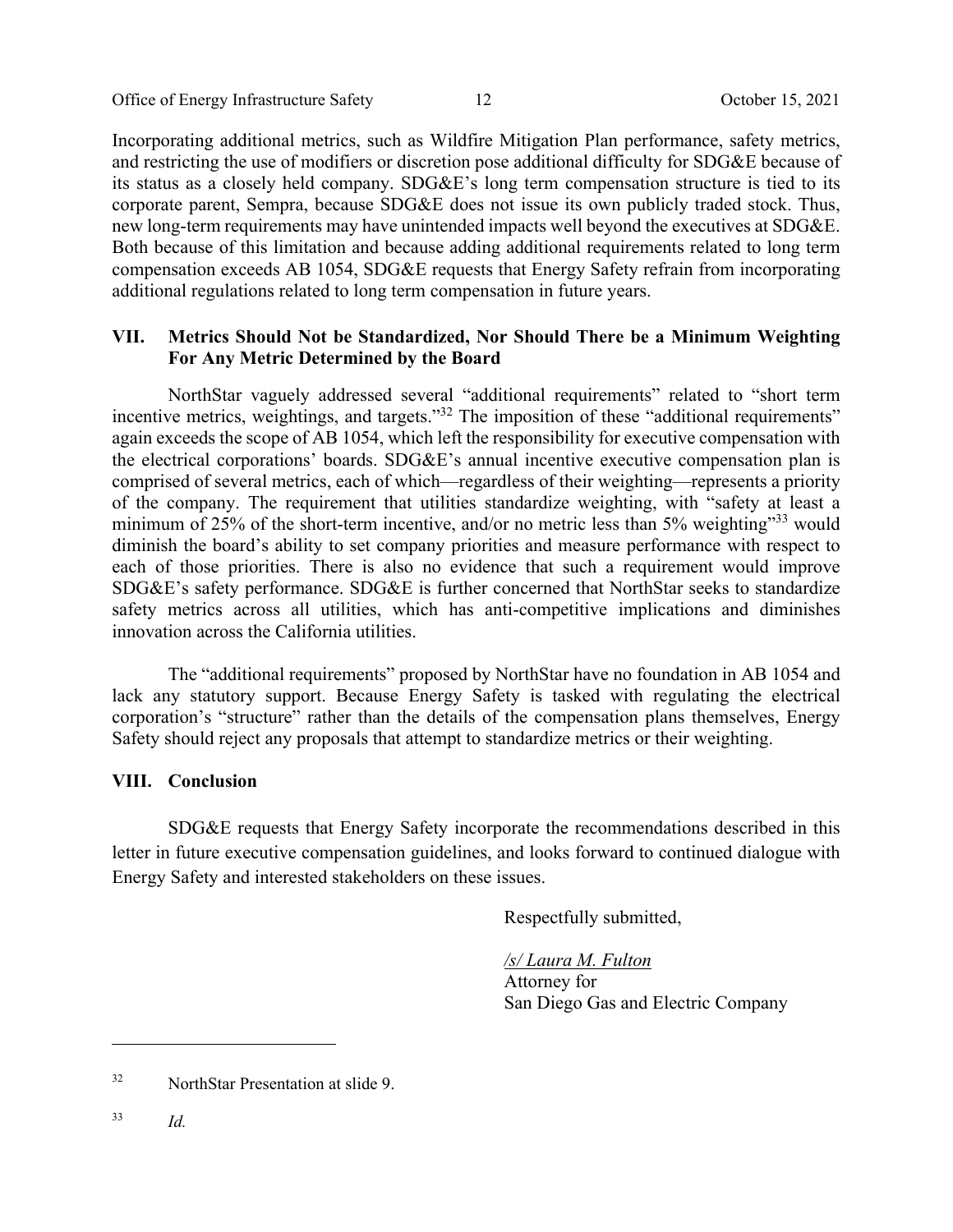Incorporating additional metrics, such as Wildfire Mitigation Plan performance, safety metrics, and restricting the use of modifiers or discretion pose additional difficulty for SDG&E because of its status as a closely held company. SDG&E's long term compensation structure is tied to its corporate parent, Sempra, because SDG&E does not issue its own publicly traded stock. Thus, new long-term requirements may have unintended impacts well beyond the executives at SDG&E. Both because of this limitation and because adding additional requirements related to long term compensation exceeds AB 1054, SDG&E requests that Energy Safety refrain from incorporating additional regulations related to long term compensation in future years.

## VII. Metrics Should Not be Standardized, Nor Should There be a Minimum Weighting For Any Metric Determined by the Board

NorthStar vaguely addressed several "additional requirements" related to "short term incentive metrics, weightings, and targets."[32] The imposition of these "additional requirements" again exceeds the scope of AB 1054, which left the responsibility for executive compensation with the electrical corporations' boards. SDG&E's annual incentive executive compensation plan is comprised of several metrics, each of which—regardless of their weighting—represents a priority of the company. The requirement that utilities standardize weighting, with "safety at least a minimum of 25% of the short-term incentive, and/or no metric less than 5% weighting"[33] would diminish the board's ability to set company priorities and measure performance with respect to each of those priorities. There is also no evidence that such a requirement would improve SDG&E's safety performance. SDG&E is further concerned that NorthStar seeks to standardize safety metrics across all utilities, which has anti-competitive implications and diminishes innovation across the California utilities.

The "additional requirements" proposed by NorthStar have no foundation in AB 1054 and lack any statutory support. Because Energy Safety is tasked with regulating the electrical corporation's "structure" rather than the details of the compensation plans themselves, Energy Safety should reject any proposals that attempt to standardize metrics or their weighting.

## VIII. Conclusion

SDG&E requests that Energy Safety incorporate the recommendations described in this letter in future executive compensation guidelines, and looks forward to continued dialogue with Energy Safety and interested stakeholders on these issues.

Respectfully submitted,

*/s/ Laura M. Fulton*
Attorney for
San Diego Gas and Electric Company

---

[32] NorthStar Presentation at slide 9.

[33] *Id.*